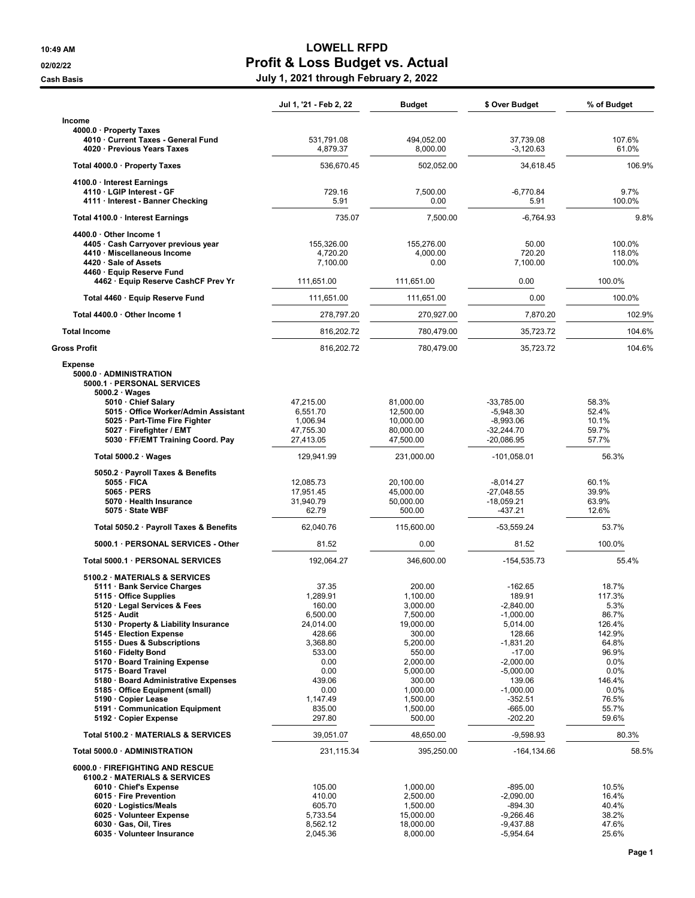# LOWELL RFPD

## Profit & Loss Budget vs. Actual

10:49 AM
02/02/22
Cash Basis

**July 1, 2021 through February 2, 2022**

| | Jul 1, '21 - Feb 2, 22 | Budget | $ Over Budget | % of Budget |
|---|---|---|---|---|
| **Income** | | | | |
| **4000.0 · Property Taxes** | | | | |
| 4010 · Current Taxes - General Fund | 531,791.08 | 494,052.00 | 37,739.08 | 107.6% |
| 4020 · Previous Years Taxes | 4,879.37 | 8,000.00 | -3,120.63 | 61.0% |
| **Total 4000.0 · Property Taxes** | 536,670.45 | 502,052.00 | 34,618.45 | 106.9% |
| **4100.0 · Interest Earnings** | | | | |
| 4110 · LGIP Interest - GF | 729.16 | 7,500.00 | -6,770.84 | 9.7% |
| 4111 · Interest - Banner Checking | 5.91 | 0.00 | 5.91 | 100.0% |
| **Total 4100.0 · Interest Earnings** | 735.07 | 7,500.00 | -6,764.93 | 9.8% |
| **4400.0 · Other Income 1** | | | | |
| 4405 · Cash Carryover previous year | 155,326.00 | 155,276.00 | 50.00 | 100.0% |
| 4410 · Miscellaneous Income | 4,720.20 | 4,000.00 | 720.20 | 118.0% |
| 4420 · Sale of Assets | 7,100.00 | 0.00 | 7,100.00 | 100.0% |
| 4460 · Equip Reserve Fund | | | | |
| 4462 · Equip Reserve CashCF Prev Yr | 111,651.00 | 111,651.00 | 0.00 | 100.0% |
| **Total 4460 · Equip Reserve Fund** | 111,651.00 | 111,651.00 | 0.00 | 100.0% |
| **Total 4400.0 · Other Income 1** | 278,797.20 | 270,927.00 | 7,870.20 | 102.9% |
| **Total Income** | 816,202.72 | 780,479.00 | 35,723.72 | 104.6% |
| **Gross Profit** | 816,202.72 | 780,479.00 | 35,723.72 | 104.6% |
| **Expense** | | | | |
| **5000.0 · ADMINISTRATION** | | | | |
| **5000.1 · PERSONAL SERVICES** | | | | |
| **5000.2 · Wages** | | | | |
| 5010 · Chief Salary | 47,215.00 | 81,000.00 | -33,785.00 | 58.3% |
| 5015 · Office Worker/Admin Assistant | 6,551.70 | 12,500.00 | -5,948.30 | 52.4% |
| 5025 · Part-Time Fire Fighter | 1,006.94 | 10,000.00 | -8,993.06 | 10.1% |
| 5027 · Firefighter / EMT | 47,755.30 | 80,000.00 | -32,244.70 | 59.7% |
| 5030 · FF/EMT Training Coord. Pay | 27,413.05 | 47,500.00 | -20,086.95 | 57.7% |
| **Total 5000.2 · Wages** | 129,941.99 | 231,000.00 | -101,058.01 | 56.3% |
| **5050.2 · Payroll Taxes & Benefits** | | | | |
| 5055 · FICA | 12,085.73 | 20,100.00 | -8,014.27 | 60.1% |
| 5065 · PERS | 17,951.45 | 45,000.00 | -27,048.55 | 39.9% |
| 5070 · Health Insurance | 31,940.79 | 50,000.00 | -18,059.21 | 63.9% |
| 5075 · State WBF | 62.79 | 500.00 | -437.21 | 12.6% |
| **Total 5050.2 · Payroll Taxes & Benefits** | 62,040.76 | 115,600.00 | -53,559.24 | 53.7% |
| 5000.1 · PERSONAL SERVICES - Other | 81.52 | 0.00 | 81.52 | 100.0% |
| **Total 5000.1 · PERSONAL SERVICES** | 192,064.27 | 346,600.00 | -154,535.73 | 55.4% |
| **5100.2 · MATERIALS & SERVICES** | | | | |
| 5111 · Bank Service Charges | 37.35 | 200.00 | -162.65 | 18.7% |
| 5115 · Office Supplies | 1,289.91 | 1,100.00 | 189.91 | 117.3% |
| 5120 · Legal Services & Fees | 160.00 | 3,000.00 | -2,840.00 | 5.3% |
| 5125 · Audit | 6,500.00 | 7,500.00 | -1,000.00 | 86.7% |
| 5130 · Property & Liability Insurance | 24,014.00 | 19,000.00 | 5,014.00 | 126.4% |
| 5145 · Election Expense | 428.66 | 300.00 | 128.66 | 142.9% |
| 5155 · Dues & Subscriptions | 3,368.80 | 5,200.00 | -1,831.20 | 64.8% |
| 5160 · Fidelty Bond | 533.00 | 550.00 | -17.00 | 96.9% |
| 5170 · Board Training Expense | 0.00 | 2,000.00 | -2,000.00 | 0.0% |
| 5175 · Board Travel | 0.00 | 5,000.00 | -5,000.00 | 0.0% |
| 5180 · Board Administrative Expenses | 439.06 | 300.00 | 139.06 | 146.4% |
| 5185 · Office Equipment (small) | 0.00 | 1,000.00 | -1,000.00 | 0.0% |
| 5190 · Copier Lease | 1,147.49 | 1,500.00 | -352.51 | 76.5% |
| 5191 · Communication Equipment | 835.00 | 1,500.00 | -665.00 | 55.7% |
| 5192 · Copier Expense | 297.80 | 500.00 | -202.20 | 59.6% |
| **Total 5100.2 · MATERIALS & SERVICES** | 39,051.07 | 48,650.00 | -9,598.93 | 80.3% |
| **Total 5000.0 · ADMINISTRATION** | 231,115.34 | 395,250.00 | -164,134.66 | 58.5% |
| **6000.0 · FIREFIGHTING AND RESCUE** | | | | |
| **6100.2 · MATERIALS & SERVICES** | | | | |
| 6010 · Chief's Expense | 105.00 | 1,000.00 | -895.00 | 10.5% |
| 6015 · Fire Prevention | 410.00 | 2,500.00 | -2,090.00 | 16.4% |
| 6020 · Logistics/Meals | 605.70 | 1,500.00 | -894.30 | 40.4% |
| 6025 · Volunteer Expense | 5,733.54 | 15,000.00 | -9,266.46 | 38.2% |
| 6030 · Gas, Oil, Tires | 8,562.12 | 18,000.00 | -9,437.88 | 47.6% |
| 6035 · Volunteer Insurance | 2,045.36 | 8,000.00 | -5,954.64 | 25.6% |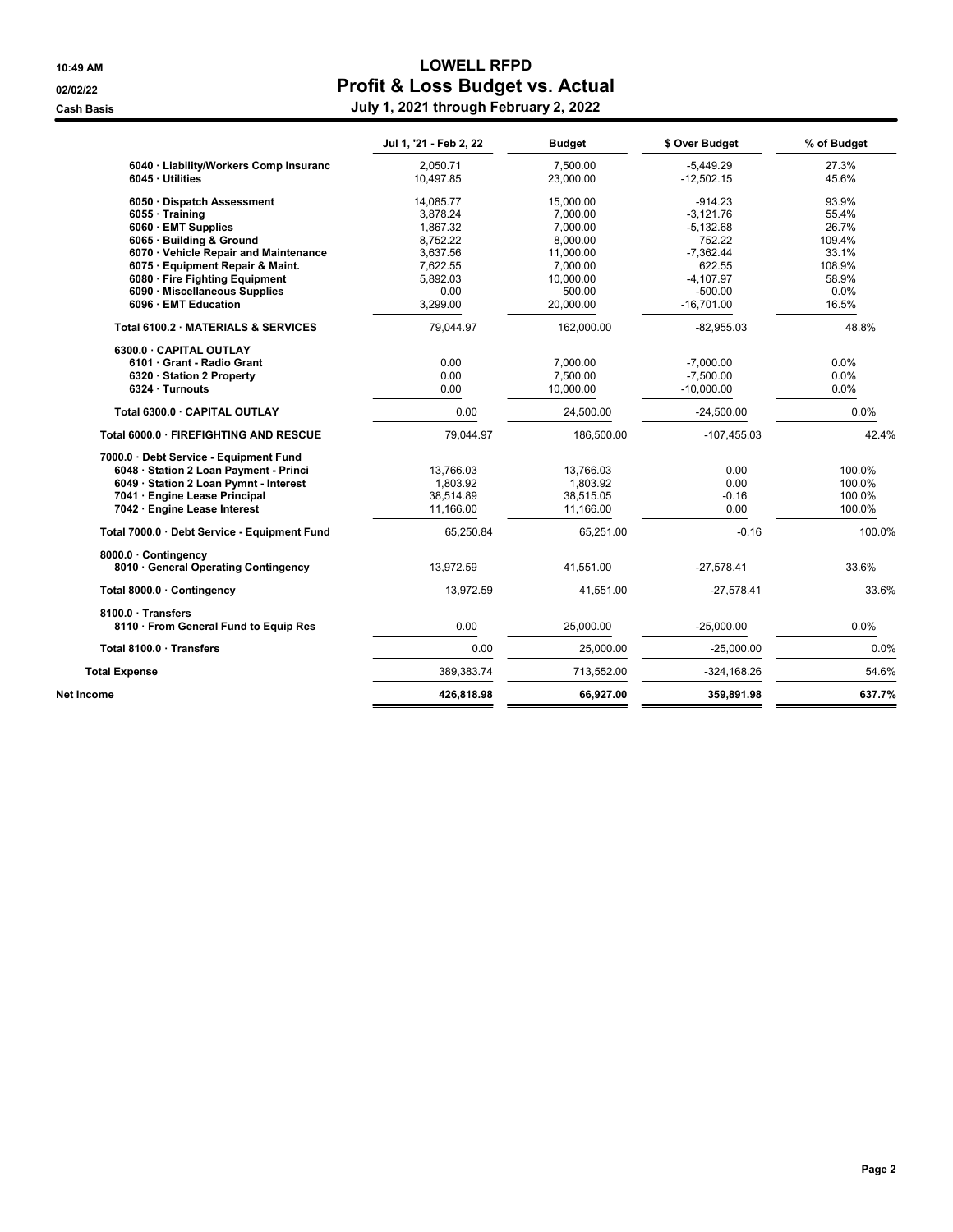# LOWELL RFPD

## Profit & Loss Budget vs. Actual

10:49 AM
02/02/22
Cash Basis

**July 1, 2021 through February 2, 2022**

| | Jul 1, '21 - Feb 2, 22 | Budget | $ Over Budget | % of Budget |
|---|---|---|---|---|
| 6040 · Liability/Workers Comp Insuranc | 2,050.71 | 7,500.00 | -5,449.29 | 27.3% |
| 6045 · Utilities | 10,497.85 | 23,000.00 | -12,502.15 | 45.6% |
| 6050 · Dispatch Assessment | 14,085.77 | 15,000.00 | -914.23 | 93.9% |
| 6055 · Training | 3,878.24 | 7,000.00 | -3,121.76 | 55.4% |
| 6060 · EMT Supplies | 1,867.32 | 7,000.00 | -5,132.68 | 26.7% |
| 6065 · Building & Ground | 8,752.22 | 8,000.00 | 752.22 | 109.4% |
| 6070 · Vehicle Repair and Maintenance | 3,637.56 | 11,000.00 | -7,362.44 | 33.1% |
| 6075 · Equipment Repair & Maint. | 7,622.55 | 7,000.00 | 622.55 | 108.9% |
| 6080 · Fire Fighting Equipment | 5,892.03 | 10,000.00 | -4,107.97 | 58.9% |
| 6090 · Miscellaneous Supplies | 0.00 | 500.00 | -500.00 | 0.0% |
| 6096 · EMT Education | 3,299.00 | 20,000.00 | -16,701.00 | 16.5% |
| **Total 6100.2 · MATERIALS & SERVICES** | 79,044.97 | 162,000.00 | -82,955.03 | 48.8% |
| **6300.0 · CAPITAL OUTLAY** | | | | |
| 6101 · Grant - Radio Grant | 0.00 | 7,000.00 | -7,000.00 | 0.0% |
| 6320 · Station 2 Property | 0.00 | 7,500.00 | -7,500.00 | 0.0% |
| 6324 · Turnouts | 0.00 | 10,000.00 | -10,000.00 | 0.0% |
| **Total 6300.0 · CAPITAL OUTLAY** | 0.00 | 24,500.00 | -24,500.00 | 0.0% |
| **Total 6000.0 · FIREFIGHTING AND RESCUE** | 79,044.97 | 186,500.00 | -107,455.03 | 42.4% |
| **7000.0 · Debt Service - Equipment Fund** | | | | |
| 6048 · Station 2 Loan Payment - Princi | 13,766.03 | 13,766.03 | 0.00 | 100.0% |
| 6049 · Station 2 Loan Pymnt - Interest | 1,803.92 | 1,803.92 | 0.00 | 100.0% |
| 7041 · Engine Lease Principal | 38,514.89 | 38,515.05 | -0.16 | 100.0% |
| 7042 · Engine Lease Interest | 11,166.00 | 11,166.00 | 0.00 | 100.0% |
| **Total 7000.0 · Debt Service - Equipment Fund** | 65,250.84 | 65,251.00 | -0.16 | 100.0% |
| **8000.0 · Contingency** | | | | |
| 8010 · General Operating Contingency | 13,972.59 | 41,551.00 | -27,578.41 | 33.6% |
| **Total 8000.0 · Contingency** | 13,972.59 | 41,551.00 | -27,578.41 | 33.6% |
| **8100.0 · Transfers** | | | | |
| 8110 · From General Fund to Equip Res | 0.00 | 25,000.00 | -25,000.00 | 0.0% |
| **Total 8100.0 · Transfers** | 0.00 | 25,000.00 | -25,000.00 | 0.0% |
| **Total Expense** | 389,383.74 | 713,552.00 | -324,168.26 | 54.6% |
| **Net Income** | **426,818.98** | **66,927.00** | **359,891.98** | **637.7%** |